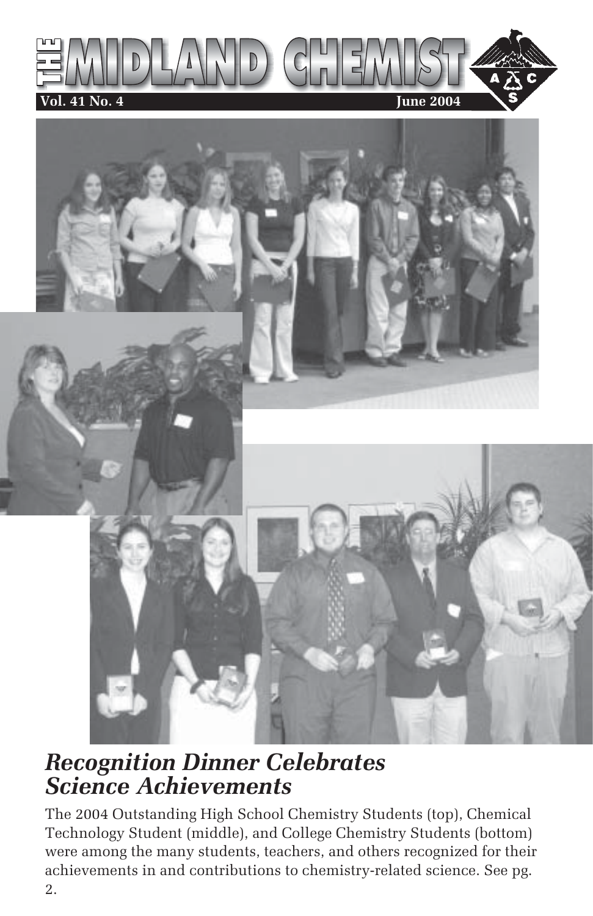# THE MIDLAND CHEMIST

**Vol. 41 No. 4** **June 2004**

## *Recognition Dinner Celebrates Science Achievements*

The 2004 Outstanding High School Chemistry Students (top), Chemical Technology Student (middle), and College Chemistry Students (bottom) were among the many students, teachers, and others recognized for their achievements in and contributions to chemistry-related science. See pg. 2.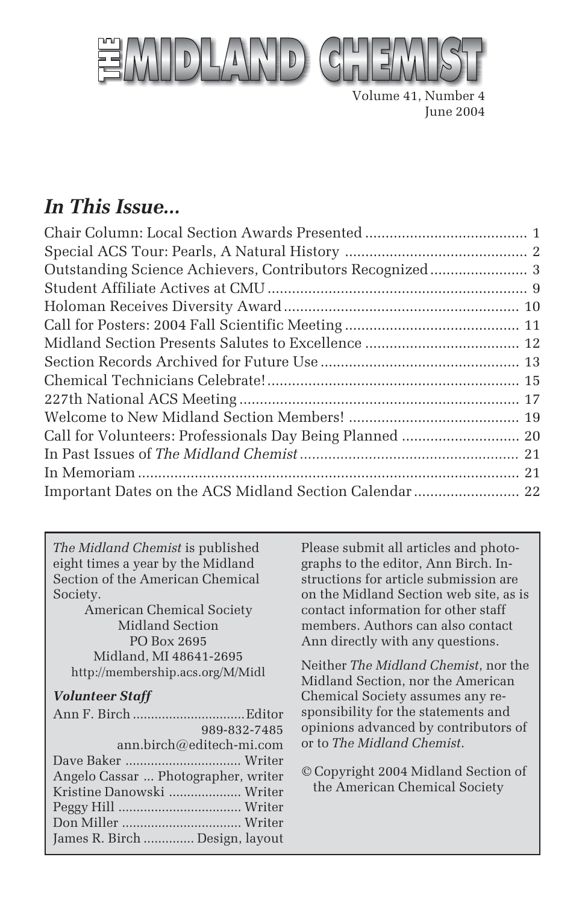# THE MIDLAND CHEMIST

Volume 41, Number 4
June 2004

## *In This Issue...*

| | |
|---|---|
| Chair Column: Local Section Awards Presented | 1 |
| Special ACS Tour: Pearls, A Natural History | 2 |
| Outstanding Science Achievers, Contributors Recognized | 3 |
| Student Affiliate Actives at CMU | 9 |
| Holoman Receives Diversity Award | 10 |
| Call for Posters: 2004 Fall Scientific Meeting | 11 |
| Midland Section Presents Salutes to Excellence | 12 |
| Section Records Archived for Future Use | 13 |
| Chemical Technicians Celebrate! | 15 |
| 227th National ACS Meeting | 17 |
| Welcome to New Midland Section Members! | 19 |
| Call for Volunteers: Professionals Day Being Planned | 20 |
| In Past Issues of *The Midland Chemist* | 21 |
| In Memoriam | 21 |
| Important Dates on the ACS Midland Section Calendar | 22 |

*The Midland Chemist* is published eight times a year by the Midland Section of the American Chemical Society.

American Chemical Society
Midland Section
PO Box 2695
Midland, MI 48641-2695
http://membership.acs.org/M/Midl

### *Volunteer Staff*

Ann F. Birch ............ Editor
989-832-7485
ann.birch@editech-mi.com
Dave Baker ............ Writer
Angelo Cassar ... Photographer, writer
Kristine Danowski ............ Writer
Peggy Hill ............ Writer
Don Miller ............ Writer
James R. Birch ............ Design, layout

Please submit all articles and photographs to the editor, Ann Birch. Instructions for article submission are on the Midland Section web site, as is contact information for other staff members. Authors can also contact Ann directly with any questions.

Neither *The Midland Chemist*, nor the Midland Section, nor the American Chemical Society assumes any responsibility for the statements and opinions advanced by contributors of or to *The Midland Chemist*.

© Copyright 2004 Midland Section of the American Chemical Society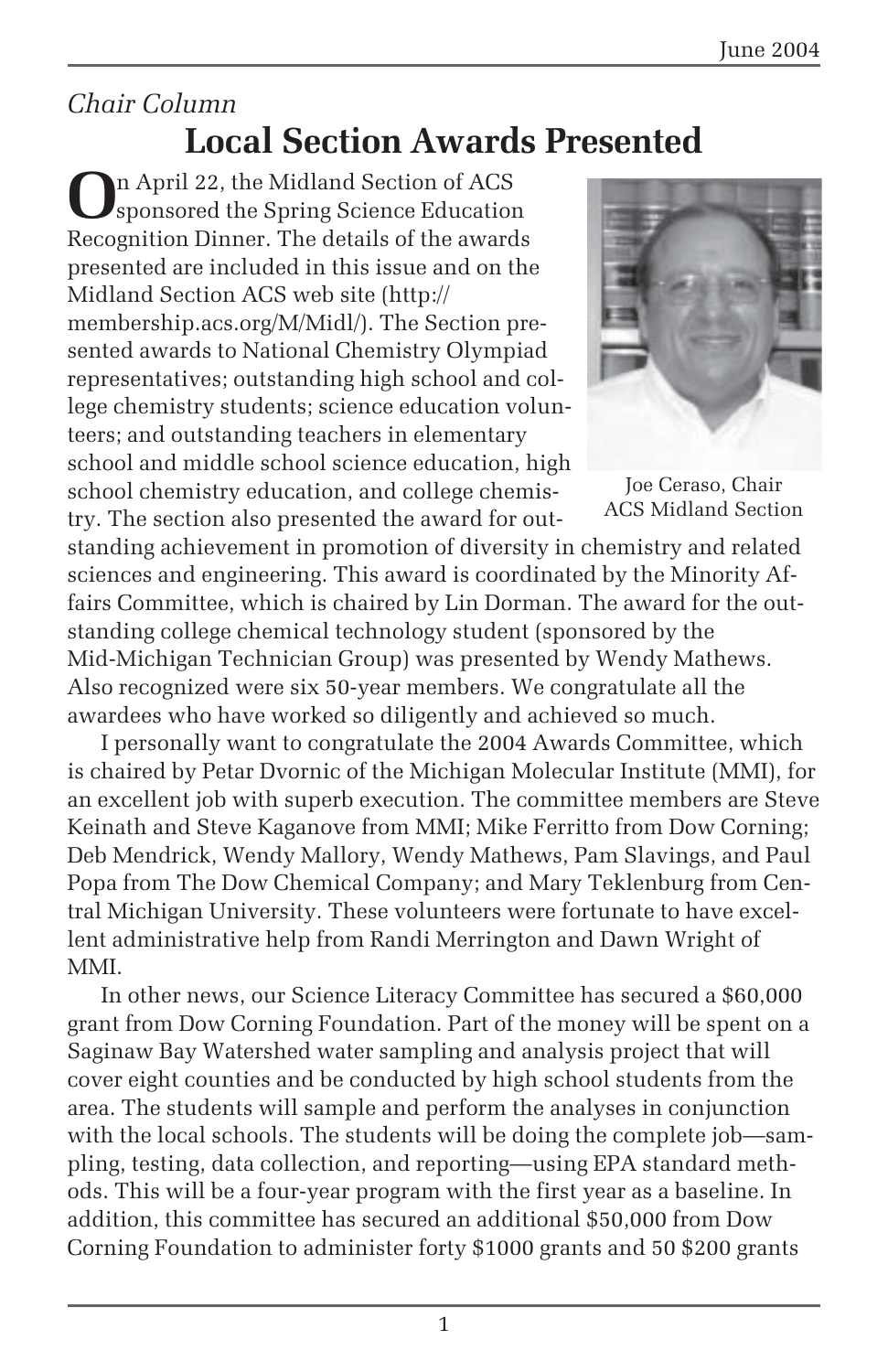*Chair Column*

# Local Section Awards Presented

On April 22, the Midland Section of ACS sponsored the Spring Science Education Recognition Dinner. The details of the awards presented are included in this issue and on the Midland Section ACS web site (http://membership.acs.org/M/Midl/). The Section presented awards to National Chemistry Olympiad representatives; outstanding high school and college chemistry students; science education volunteers; and outstanding teachers in elementary school and middle school science education, high school chemistry education, and college chemistry. The section also presented the award for outstanding achievement in promotion of diversity in chemistry and related sciences and engineering. This award is coordinated by the Minority Affairs Committee, which is chaired by Lin Dorman. The award for the outstanding college chemical technology student (sponsored by the Mid-Michigan Technician Group) was presented by Wendy Mathews. Also recognized were six 50-year members. We congratulate all the awardees who have worked so diligently and achieved so much.

Joe Ceraso, Chair ACS Midland Section

I personally want to congratulate the 2004 Awards Committee, which is chaired by Petar Dvornic of the Michigan Molecular Institute (MMI), for an excellent job with superb execution. The committee members are Steve Keinath and Steve Kaganove from MMI; Mike Ferritto from Dow Corning; Deb Mendrick, Wendy Mallory, Wendy Mathews, Pam Slavings, and Paul Popa from The Dow Chemical Company; and Mary Teklenburg from Central Michigan University. These volunteers were fortunate to have excellent administrative help from Randi Merrington and Dawn Wright of MMI.

In other news, our Science Literacy Committee has secured a $60,000 grant from Dow Corning Foundation. Part of the money will be spent on a Saginaw Bay Watershed water sampling and analysis project that will cover eight counties and be conducted by high school students from the area. The students will sample and perform the analyses in conjunction with the local schools. The students will be doing the complete job—sampling, testing, data collection, and reporting—using EPA standard methods. This will be a four-year program with the first year as a baseline. In addition, this committee has secured an additional $50,000 from Dow Corning Foundation to administer forty $1000 grants and 50 $200 grants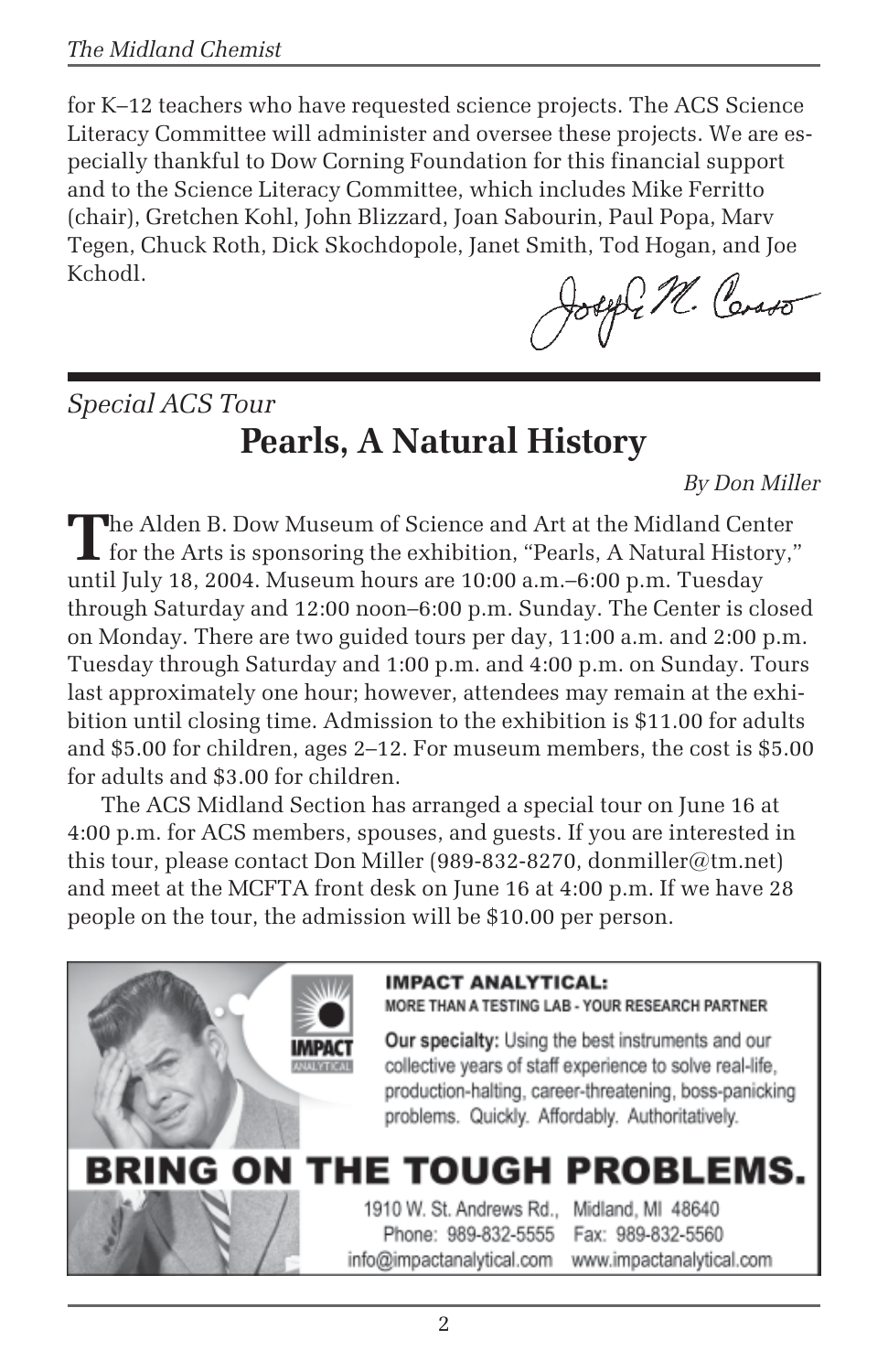for K–12 teachers who have requested science projects. The ACS Science Literacy Committee will administer and oversee these projects. We are especially thankful to Dow Corning Foundation for this financial support and to the Science Literacy Committee, which includes Mike Ferritto (chair), Gretchen Kohl, John Blizzard, Joan Sabourin, Paul Popa, Marv Tegen, Chuck Roth, Dick Skochdopole, Janet Smith, Tod Hogan, and Joe Kchodl.

Joseph M. Corso

---

*Special ACS Tour*

## Pearls, A Natural History

*By Don Miller*

The Alden B. Dow Museum of Science and Art at the Midland Center for the Arts is sponsoring the exhibition, "Pearls, A Natural History," until July 18, 2004. Museum hours are 10:00 a.m.–6:00 p.m. Tuesday through Saturday and 12:00 noon–6:00 p.m. Sunday. The Center is closed on Monday. There are two guided tours per day, 11:00 a.m. and 2:00 p.m. Tuesday through Saturday and 1:00 p.m. and 4:00 p.m. on Sunday. Tours last approximately one hour; however, attendees may remain at the exhibition until closing time. Admission to the exhibition is $11.00 for adults and $5.00 for children, ages 2–12. For museum members, the cost is $5.00 for adults and $3.00 for children.

The ACS Midland Section has arranged a special tour on June 16 at 4:00 p.m. for ACS members, spouses, and guests. If you are interested in this tour, please contact Don Miller (989-832-8270, donmiller@tm.net) and meet at the MCFTA front desk on June 16 at 4:00 p.m. If we have 28 people on the tour, the admission will be $10.00 per person.

---

**IMPACT ANALYTICAL:**
**MORE THAN A TESTING LAB - YOUR RESEARCH PARTNER**

**Our specialty:** Using the best instruments and our collective years of staff experience to solve real-life, production-halting, career-threatening, boss-panicking problems. Quickly. Affordably. Authoritatively.

**BRING ON THE TOUGH PROBLEMS.**

1910 W. St. Andrews Rd., Midland, MI 48640
Phone: 989-832-5555 Fax: 989-832-5560
info@impactanalytical.com www.impactanalytical.com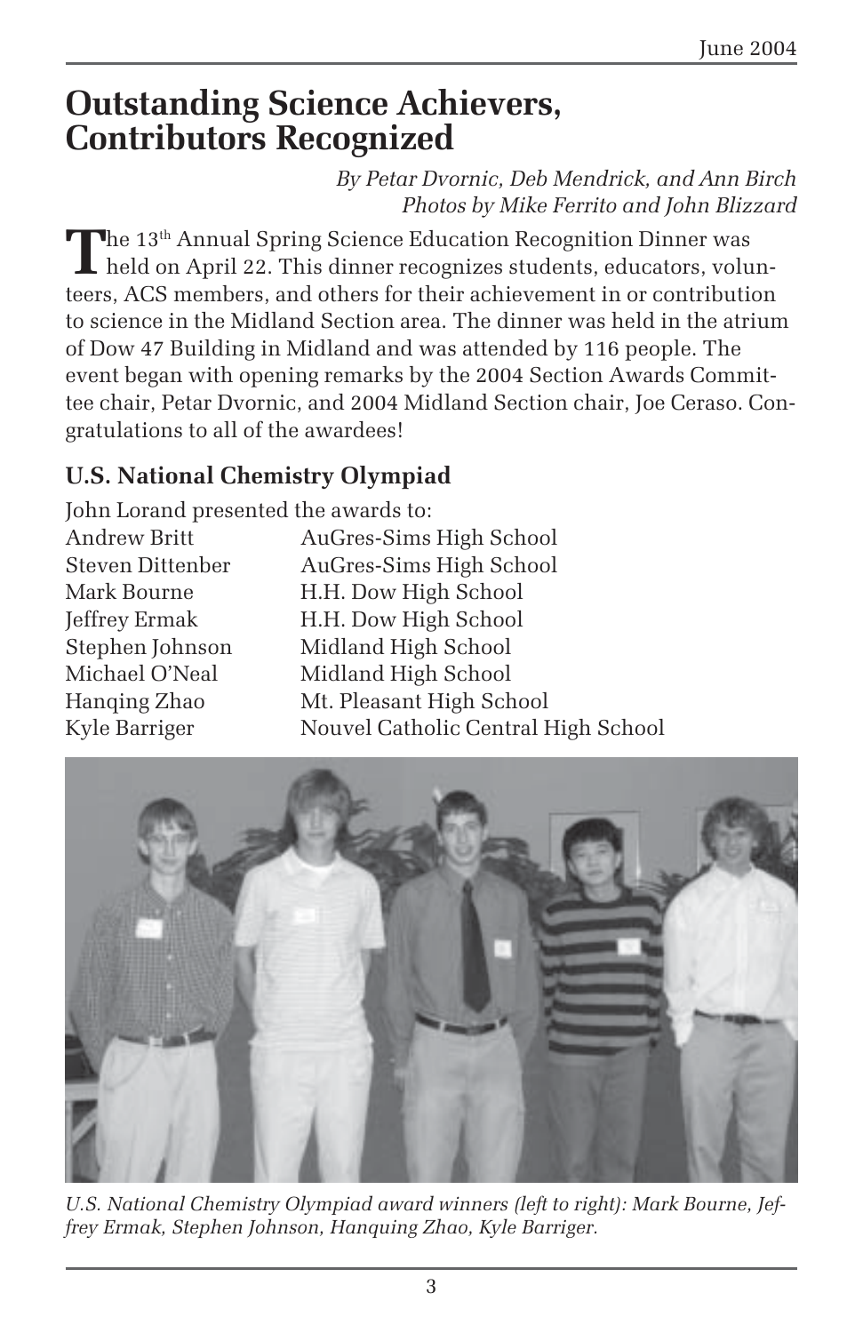# Outstanding Science Achievers, Contributors Recognized

*By Petar Dvornic, Deb Mendrick, and Ann Birch*
*Photos by Mike Ferrito and John Blizzard*

The 13th Annual Spring Science Education Recognition Dinner was held on April 22. This dinner recognizes students, educators, volunteers, ACS members, and others for their achievement in or contribution to science in the Midland Section area. The dinner was held in the atrium of Dow 47 Building in Midland and was attended by 116 people. The event began with opening remarks by the 2004 Section Awards Committee chair, Petar Dvornic, and 2004 Midland Section chair, Joe Ceraso. Congratulations to all of the awardees!

## U.S. National Chemistry Olympiad

John Lorand presented the awards to:

| | |
|---|---|
| Andrew Britt | AuGres-Sims High School |
| Steven Dittenber | AuGres-Sims High School |
| Mark Bourne | H.H. Dow High School |
| Jeffrey Ermak | H.H. Dow High School |
| Stephen Johnson | Midland High School |
| Michael O'Neal | Midland High School |
| Hanqing Zhao | Mt. Pleasant High School |
| Kyle Barriger | Nouvel Catholic Central High School |

*U.S. National Chemistry Olympiad award winners (left to right): Mark Bourne, Jeffrey Ermak, Stephen Johnson, Hanquing Zhao, Kyle Barriger.*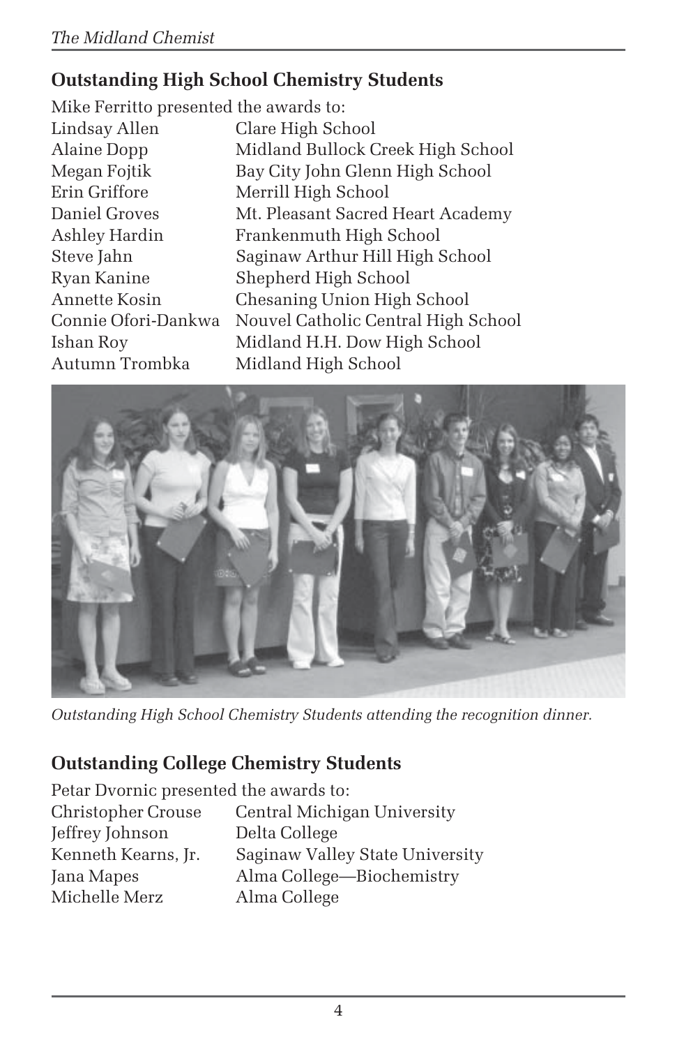## Outstanding High School Chemistry Students

Mike Ferritto presented the awards to:

| | |
|---|---|
| Lindsay Allen | Clare High School |
| Alaine Dopp | Midland Bullock Creek High School |
| Megan Fojtik | Bay City John Glenn High School |
| Erin Griffore | Merrill High School |
| Daniel Groves | Mt. Pleasant Sacred Heart Academy |
| Ashley Hardin | Frankenmuth High School |
| Steve Jahn | Saginaw Arthur Hill High School |
| Ryan Kanine | Shepherd High School |
| Annette Kosin | Chesaning Union High School |
| Connie Ofori-Dankwa | Nouvel Catholic Central High School |
| Ishan Roy | Midland H.H. Dow High School |
| Autumn Trombka | Midland High School |

*Outstanding High School Chemistry Students attending the recognition dinner.*

## Outstanding College Chemistry Students

Petar Dvornic presented the awards to:

| | |
|---|---|
| Christopher Crouse | Central Michigan University |
| Jeffrey Johnson | Delta College |
| Kenneth Kearns, Jr. | Saginaw Valley State University |
| Jana Mapes | Alma College—Biochemistry |
| Michelle Merz | Alma College |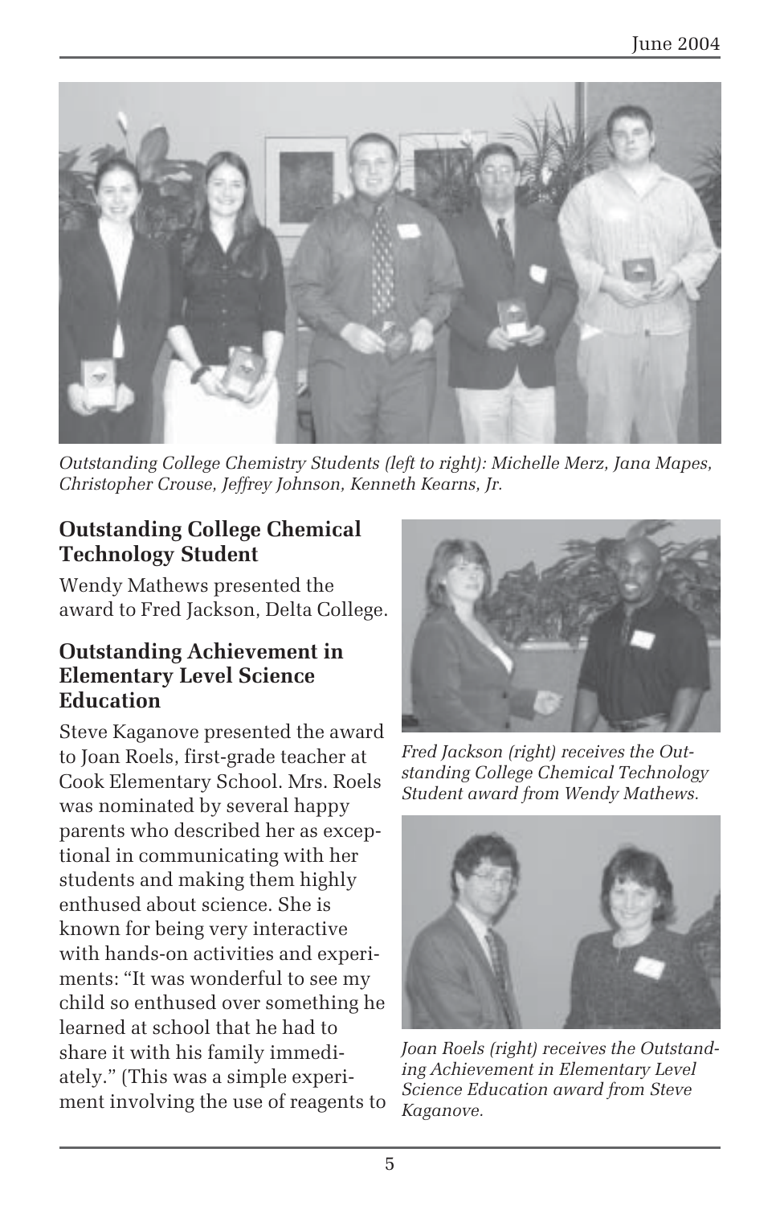*Outstanding College Chemistry Students (left to right): Michelle Merz, Jana Mapes, Christopher Crouse, Jeffrey Johnson, Kenneth Kearns, Jr.*

### Outstanding College Chemical Technology Student

Wendy Mathews presented the award to Fred Jackson, Delta College.

*Fred Jackson (right) receives the Outstanding College Chemical Technology Student award from Wendy Mathews.*

### Outstanding Achievement in Elementary Level Science Education

Steve Kaganove presented the award to Joan Roels, first-grade teacher at Cook Elementary School. Mrs. Roels was nominated by several happy parents who described her as exceptional in communicating with her students and making them highly enthused about science. She is known for being very interactive with hands-on activities and experiments: "It was wonderful to see my child so enthused over something he learned at school that he had to share it with his family immediately." (This was a simple experiment involving the use of reagents to

*Joan Roels (right) receives the Outstanding Achievement in Elementary Level Science Education award from Steve Kaganove.*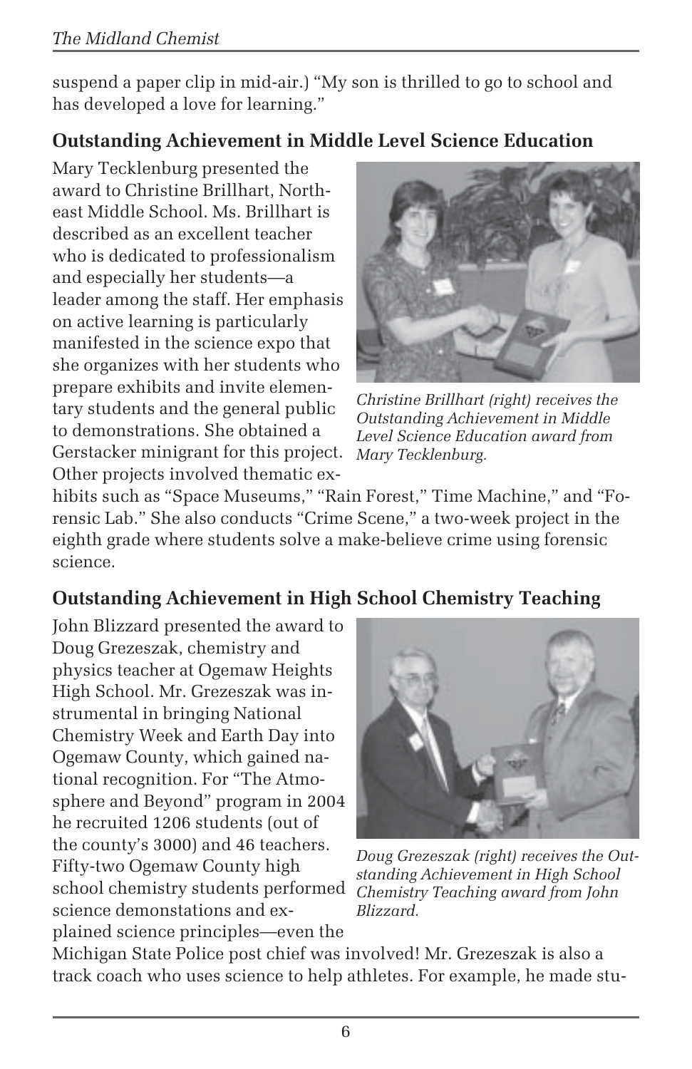suspend a paper clip in mid-air.) "My son is thrilled to go to school and has developed a love for learning."

### Outstanding Achievement in Middle Level Science Education

Mary Tecklenburg presented the award to Christine Brillhart, Northeast Middle School. Ms. Brillhart is described as an excellent teacher who is dedicated to professionalism and especially her students—a leader among the staff. Her emphasis on active learning is particularly manifested in the science expo that she organizes with her students who prepare exhibits and invite elementary students and the general public to demonstrations. She obtained a Gerstacker minigrant for this project. Other projects involved thematic exhibits such as "Space Museums," "Rain Forest," Time Machine," and "Forensic Lab." She also conducts "Crime Scene," a two-week project in the eighth grade where students solve a make-believe crime using forensic science.

*Christine Brillhart (right) receives the Outstanding Achievement in Middle Level Science Education award from Mary Tecklenburg.*

### Outstanding Achievement in High School Chemistry Teaching

John Blizzard presented the award to Doug Grezeszak, chemistry and physics teacher at Ogemaw Heights High School. Mr. Grezeszak was instrumental in bringing National Chemistry Week and Earth Day into Ogemaw County, which gained national recognition. For "The Atmosphere and Beyond" program in 2004 he recruited 1206 students (out of the county's 3000) and 46 teachers. Fifty-two Ogemaw County high school chemistry students performed science demonstations and explained science principles—even the Michigan State Police post chief was involved! Mr. Grezeszak is also a track coach who uses science to help athletes. For example, he made stu-

*Doug Grezeszak (right) receives the Outstanding Achievement in High School Chemistry Teaching award from John Blizzard.*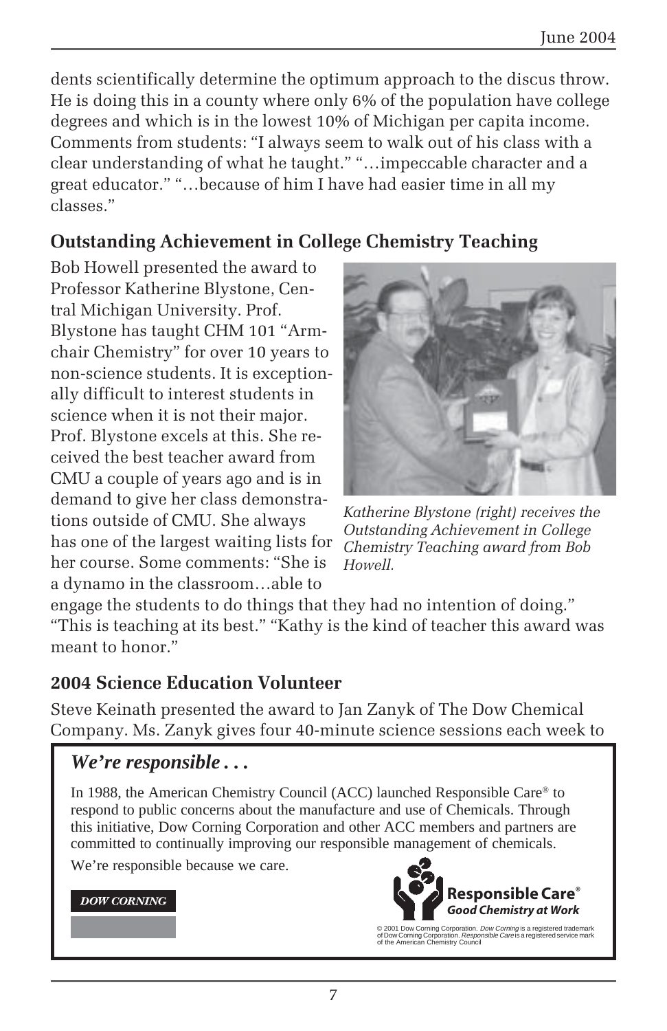dents scientifically determine the optimum approach to the discus throw. He is doing this in a county where only 6% of the population have college degrees and which is in the lowest 10% of Michigan per capita income. Comments from students: "I always seem to walk out of his class with a clear understanding of what he taught." "…impeccable character and a great educator." "…because of him I have had easier time in all my classes."

### Outstanding Achievement in College Chemistry Teaching

Bob Howell presented the award to Professor Katherine Blystone, Central Michigan University. Prof. Blystone has taught CHM 101 "Armchair Chemistry" for over 10 years to non-science students. It is exceptionally difficult to interest students in science when it is not their major. Prof. Blystone excels at this. She received the best teacher award from CMU a couple of years ago and is in demand to give her class demonstrations outside of CMU. She always has one of the largest waiting lists for her course. Some comments: "She is a dynamo in the classroom…able to engage the students to do things that they had no intention of doing." "This is teaching at its best." "Kathy is the kind of teacher this award was meant to honor."

*Katherine Blystone (right) receives the Outstanding Achievement in College Chemistry Teaching award from Bob Howell.*

### 2004 Science Education Volunteer

Steve Keinath presented the award to Jan Zanyk of The Dow Chemical Company. Ms. Zanyk gives four 40-minute science sessions each week to

***We're responsible . . .***

In 1988, the American Chemistry Council (ACC) launched Responsible Care® to respond to public concerns about the manufacture and use of Chemicals. Through this initiative, Dow Corning Corporation and other ACC members and partners are committed to continually improving our responsible management of chemicals.

We're responsible because we care.

DOW CORNING

**Responsible Care®**
***Good Chemistry at Work***

© 2001 Dow Corning Corporation. *Dow Corning* is a registered trademark of Dow Corning Corporation. *Responsible Care* is a registered service mark of the American Chemistry Council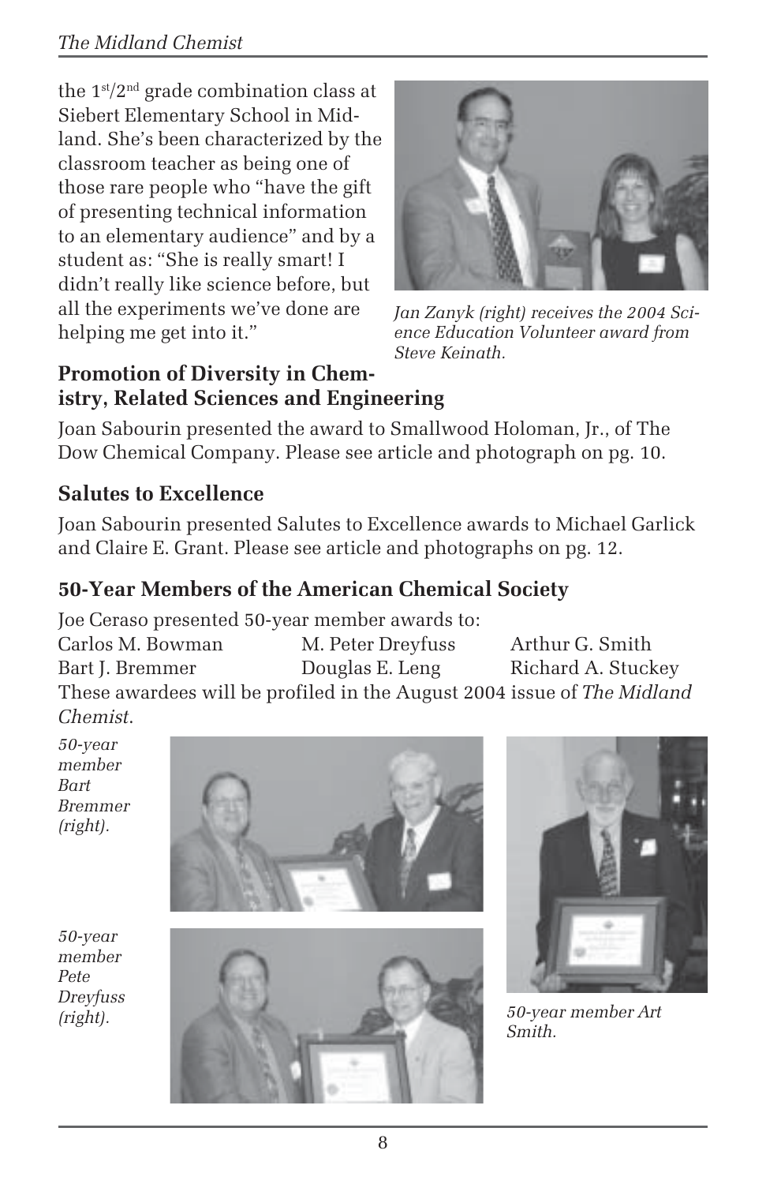the 1st/2nd grade combination class at Siebert Elementary School in Midland. She's been characterized by the classroom teacher as being one of those rare people who "have the gift of presenting technical information to an elementary audience" and by a student as: "She is really smart! I didn't really like science before, but all the experiments we've done are helping me get into it."

*Jan Zanyk (right) receives the 2004 Science Education Volunteer award from Steve Keinath.*

### Promotion of Diversity in Chemistry, Related Sciences and Engineering

Joan Sabourin presented the award to Smallwood Holoman, Jr., of The Dow Chemical Company. Please see article and photograph on pg. 10.

### Salutes to Excellence

Joan Sabourin presented Salutes to Excellence awards to Michael Garlick and Claire E. Grant. Please see article and photographs on pg. 12.

### 50-Year Members of the American Chemical Society

Joe Ceraso presented 50-year member awards to:

| | | |
|---|---|---|
| Carlos M. Bowman | M. Peter Dreyfuss | Arthur G. Smith |
| Bart J. Bremmer | Douglas E. Leng | Richard A. Stuckey |

These awardees will be profiled in the August 2004 issue of *The Midland Chemist*.

*50-year member Bart Bremmer (right).*

*50-year member Pete Dreyfuss (right).*

*50-year member Art Smith.*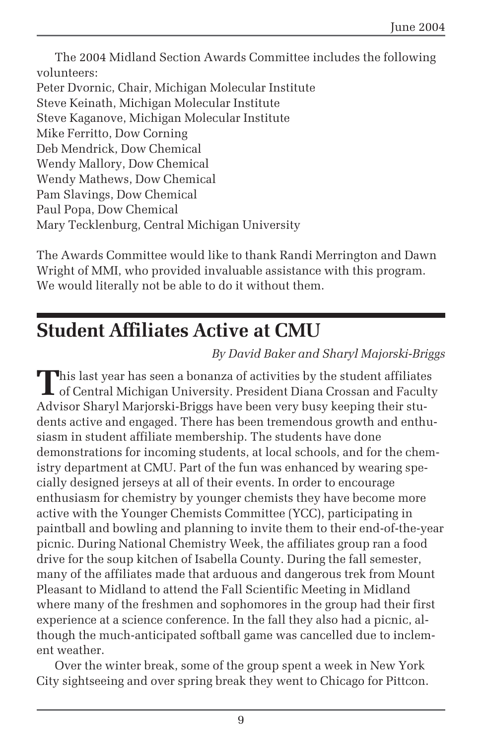The 2004 Midland Section Awards Committee includes the following volunteers:
Peter Dvornic, Chair, Michigan Molecular Institute
Steve Keinath, Michigan Molecular Institute
Steve Kaganove, Michigan Molecular Institute
Mike Ferritto, Dow Corning
Deb Mendrick, Dow Chemical
Wendy Mallory, Dow Chemical
Wendy Mathews, Dow Chemical
Pam Slavings, Dow Chemical
Paul Popa, Dow Chemical
Mary Tecklenburg, Central Michigan University

The Awards Committee would like to thank Randi Merrington and Dawn Wright of MMI, who provided invaluable assistance with this program. We would literally not be able to do it without them.

## Student Affiliates Active at CMU

*By David Baker and Sharyl Majorski-Briggs*

This last year has seen a bonanza of activities by the student affiliates of Central Michigan University. President Diana Crossan and Faculty Advisor Sharyl Marjorski-Briggs have been very busy keeping their students active and engaged. There has been tremendous growth and enthusiasm in student affiliate membership. The students have done demonstrations for incoming students, at local schools, and for the chemistry department at CMU. Part of the fun was enhanced by wearing specially designed jerseys at all of their events. In order to encourage enthusiasm for chemistry by younger chemists they have become more active with the Younger Chemists Committee (YCC), participating in paintball and bowling and planning to invite them to their end-of-the-year picnic. During National Chemistry Week, the affiliates group ran a food drive for the soup kitchen of Isabella County. During the fall semester, many of the affiliates made that arduous and dangerous trek from Mount Pleasant to Midland to attend the Fall Scientific Meeting in Midland where many of the freshmen and sophomores in the group had their first experience at a science conference. In the fall they also had a picnic, although the much-anticipated softball game was cancelled due to inclement weather.

Over the winter break, some of the group spent a week in New York City sightseeing and over spring break they went to Chicago for Pittcon.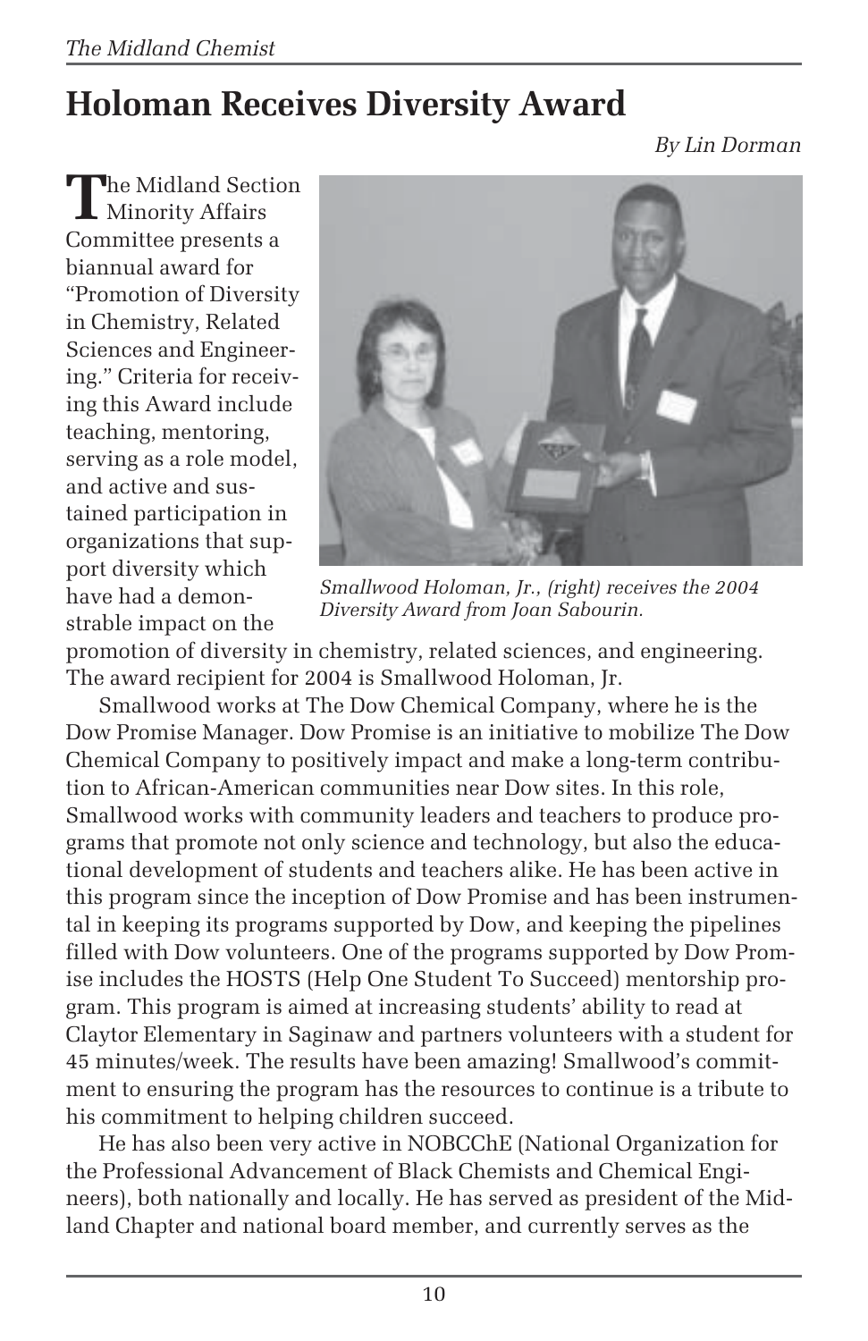# Holoman Receives Diversity Award

*By Lin Dorman*

The Midland Section Minority Affairs Committee presents a biannual award for "Promotion of Diversity in Chemistry, Related Sciences and Engineering." Criteria for receiving this Award include teaching, mentoring, serving as a role model, and active and sustained participation in organizations that support diversity which have had a demonstrable impact on the promotion of diversity in chemistry, related sciences, and engineering. The award recipient for 2004 is Smallwood Holoman, Jr.

*Smallwood Holoman, Jr., (right) receives the 2004 Diversity Award from Joan Sabourin.*

Smallwood works at The Dow Chemical Company, where he is the Dow Promise Manager. Dow Promise is an initiative to mobilize The Dow Chemical Company to positively impact and make a long-term contribution to African-American communities near Dow sites. In this role, Smallwood works with community leaders and teachers to produce programs that promote not only science and technology, but also the educational development of students and teachers alike. He has been active in this program since the inception of Dow Promise and has been instrumental in keeping its programs supported by Dow, and keeping the pipelines filled with Dow volunteers. One of the programs supported by Dow Promise includes the HOSTS (Help One Student To Succeed) mentorship program. This program is aimed at increasing students' ability to read at Claytor Elementary in Saginaw and partners volunteers with a student for 45 minutes/week. The results have been amazing! Smallwood's commitment to ensuring the program has the resources to continue is a tribute to his commitment to helping children succeed.

He has also been very active in NOBCChE (National Organization for the Professional Advancement of Black Chemists and Chemical Engineers), both nationally and locally. He has served as president of the Midland Chapter and national board member, and currently serves as the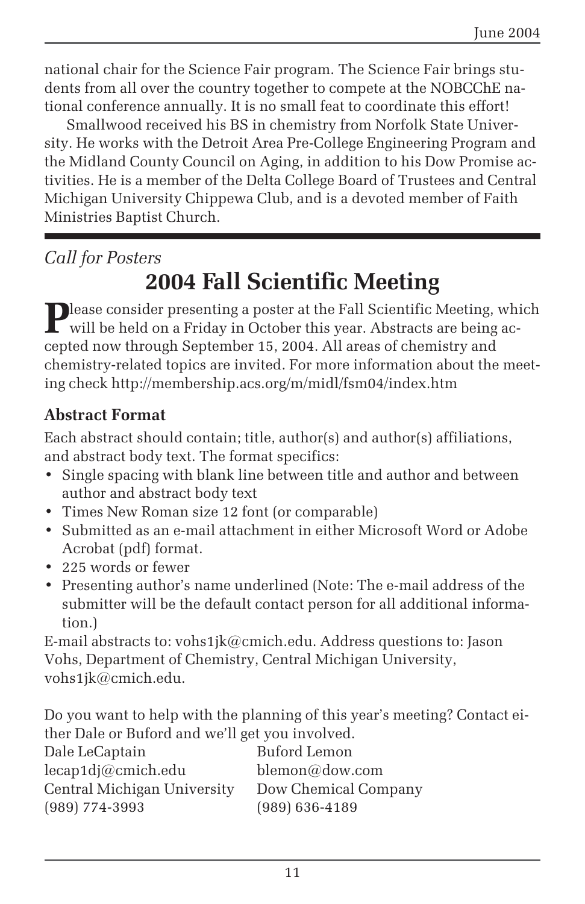national chair for the Science Fair program. The Science Fair brings students from all over the country together to compete at the NOBCChE national conference annually. It is no small feat to coordinate this effort!

Smallwood received his BS in chemistry from Norfolk State University. He works with the Detroit Area Pre-College Engineering Program and the Midland County Council on Aging, in addition to his Dow Promise activities. He is a member of the Delta College Board of Trustees and Central Michigan University Chippewa Club, and is a devoted member of Faith Ministries Baptist Church.

---

*Call for Posters*

# 2004 Fall Scientific Meeting

Please consider presenting a poster at the Fall Scientific Meeting, which will be held on a Friday in October this year. Abstracts are being accepted now through September 15, 2004. All areas of chemistry and chemistry-related topics are invited. For more information about the meeting check http://membership.acs.org/m/midl/fsm04/index.htm

### Abstract Format

Each abstract should contain; title, author(s) and author(s) affiliations, and abstract body text. The format specifics:

- Single spacing with blank line between title and author and between author and abstract body text
- Times New Roman size 12 font (or comparable)
- Submitted as an e-mail attachment in either Microsoft Word or Adobe Acrobat (pdf) format.
- 225 words or fewer
- Presenting author's name underlined (Note: The e-mail address of the submitter will be the default contact person for all additional information.)

E-mail abstracts to: vohs1jk@cmich.edu. Address questions to: Jason Vohs, Department of Chemistry, Central Michigan University, vohs1jk@cmich.edu.

Do you want to help with the planning of this year's meeting? Contact either Dale or Buford and we'll get you involved.

| Dale LeCaptain | Buford Lemon |
|---|---|
| lecap1dj@cmich.edu | blemon@dow.com |
| Central Michigan University | Dow Chemical Company |
| (989) 774-3993 | (989) 636-4189 |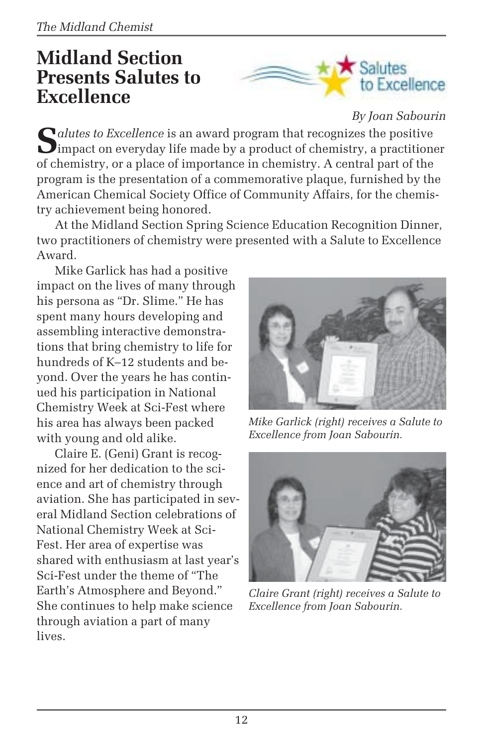# Midland Section Presents Salutes to Excellence

*By Joan Sabourin*

*Salutes to Excellence* is an award program that recognizes the positive impact on everyday life made by a product of chemistry, a practitioner of chemistry, or a place of importance in chemistry. A central part of the program is the presentation of a commemorative plaque, furnished by the American Chemical Society Office of Community Affairs, for the chemistry achievement being honored.

At the Midland Section Spring Science Education Recognition Dinner, two practitioners of chemistry were presented with a Salute to Excellence Award.

Mike Garlick has had a positive impact on the lives of many through his persona as "Dr. Slime." He has spent many hours developing and assembling interactive demonstrations that bring chemistry to life for hundreds of K–12 students and beyond. Over the years he has continued his participation in National Chemistry Week at Sci-Fest where his area has always been packed with young and old alike.

*Mike Garlick (right) receives a Salute to Excellence from Joan Sabourin.*

Claire E. (Geni) Grant is recognized for her dedication to the science and art of chemistry through aviation. She has participated in several Midland Section celebrations of National Chemistry Week at Sci-Fest. Her area of expertise was shared with enthusiasm at last year's Sci-Fest under the theme of "The Earth's Atmosphere and Beyond." She continues to help make science through aviation a part of many lives.

*Claire Grant (right) receives a Salute to Excellence from Joan Sabourin.*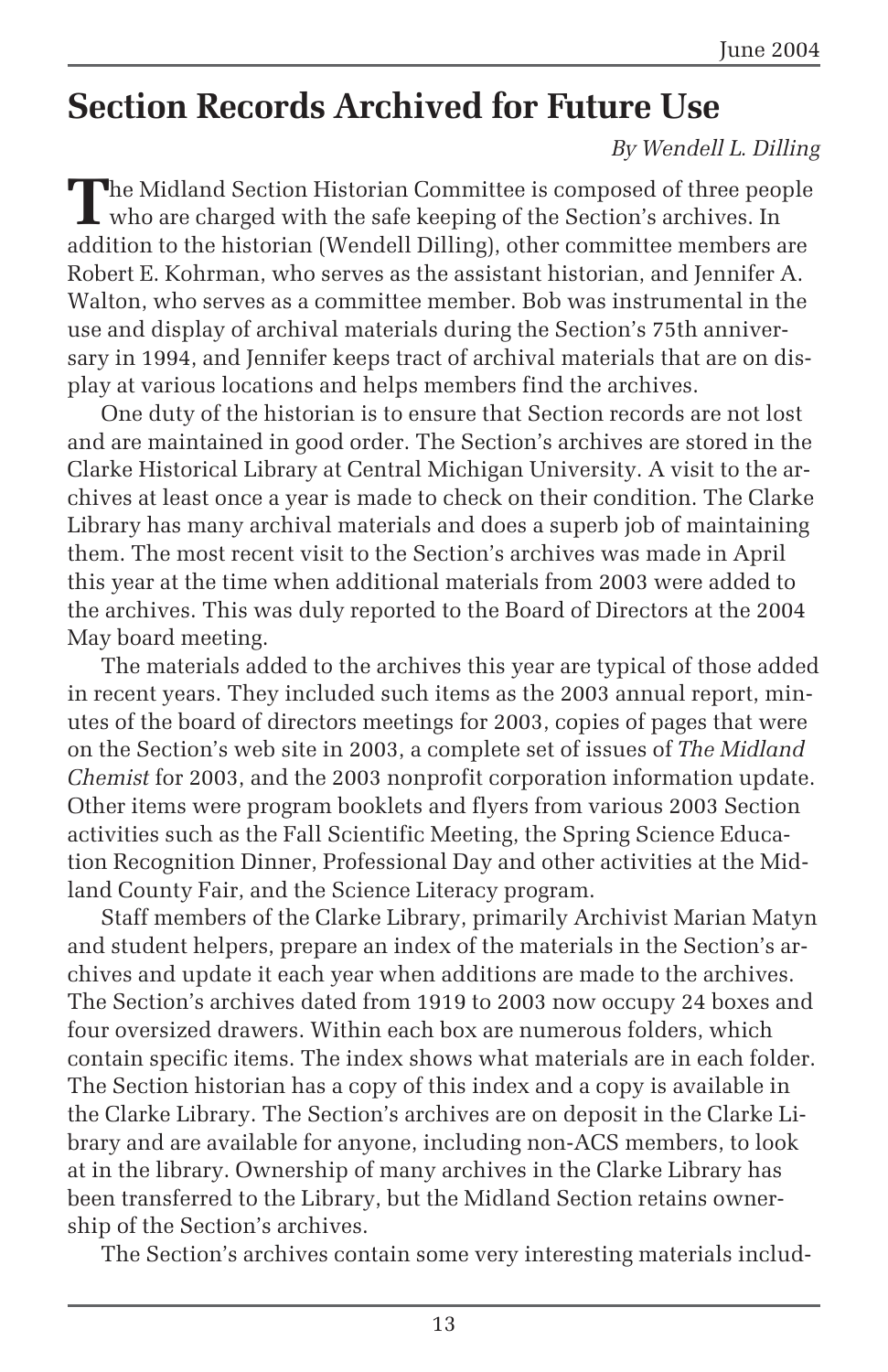# Section Records Archived for Future Use

*By Wendell L. Dilling*

The Midland Section Historian Committee is composed of three people who are charged with the safe keeping of the Section's archives. In addition to the historian (Wendell Dilling), other committee members are Robert E. Kohrman, who serves as the assistant historian, and Jennifer A. Walton, who serves as a committee member. Bob was instrumental in the use and display of archival materials during the Section's 75th anniversary in 1994, and Jennifer keeps tract of archival materials that are on display at various locations and helps members find the archives.

One duty of the historian is to ensure that Section records are not lost and are maintained in good order. The Section's archives are stored in the Clarke Historical Library at Central Michigan University. A visit to the archives at least once a year is made to check on their condition. The Clarke Library has many archival materials and does a superb job of maintaining them. The most recent visit to the Section's archives was made in April this year at the time when additional materials from 2003 were added to the archives. This was duly reported to the Board of Directors at the 2004 May board meeting.

The materials added to the archives this year are typical of those added in recent years. They included such items as the 2003 annual report, minutes of the board of directors meetings for 2003, copies of pages that were on the Section's web site in 2003, a complete set of issues of *The Midland Chemist* for 2003, and the 2003 nonprofit corporation information update. Other items were program booklets and flyers from various 2003 Section activities such as the Fall Scientific Meeting, the Spring Science Education Recognition Dinner, Professional Day and other activities at the Midland County Fair, and the Science Literacy program.

Staff members of the Clarke Library, primarily Archivist Marian Matyn and student helpers, prepare an index of the materials in the Section's archives and update it each year when additions are made to the archives. The Section's archives dated from 1919 to 2003 now occupy 24 boxes and four oversized drawers. Within each box are numerous folders, which contain specific items. The index shows what materials are in each folder. The Section historian has a copy of this index and a copy is available in the Clarke Library. The Section's archives are on deposit in the Clarke Library and are available for anyone, including non-ACS members, to look at in the library. Ownership of many archives in the Clarke Library has been transferred to the Library, but the Midland Section retains ownership of the Section's archives.

The Section's archives contain some very interesting materials includ-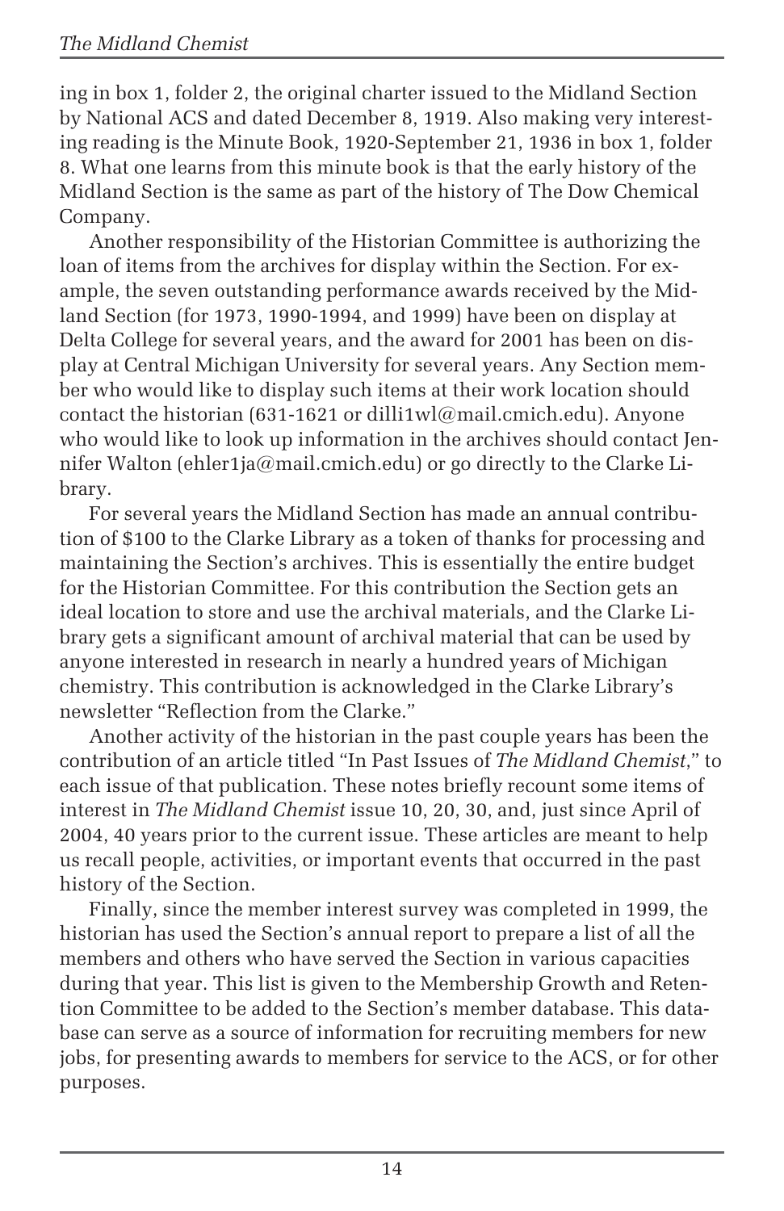ing in box 1, folder 2, the original charter issued to the Midland Section by National ACS and dated December 8, 1919. Also making very interesting reading is the Minute Book, 1920-September 21, 1936 in box 1, folder 8. What one learns from this minute book is that the early history of the Midland Section is the same as part of the history of The Dow Chemical Company.

Another responsibility of the Historian Committee is authorizing the loan of items from the archives for display within the Section. For example, the seven outstanding performance awards received by the Midland Section (for 1973, 1990-1994, and 1999) have been on display at Delta College for several years, and the award for 2001 has been on display at Central Michigan University for several years. Any Section member who would like to display such items at their work location should contact the historian (631-1621 or dilli1wl@mail.cmich.edu). Anyone who would like to look up information in the archives should contact Jennifer Walton (ehler1ja@mail.cmich.edu) or go directly to the Clarke Library.

For several years the Midland Section has made an annual contribution of $100 to the Clarke Library as a token of thanks for processing and maintaining the Section's archives. This is essentially the entire budget for the Historian Committee. For this contribution the Section gets an ideal location to store and use the archival materials, and the Clarke Library gets a significant amount of archival material that can be used by anyone interested in research in nearly a hundred years of Michigan chemistry. This contribution is acknowledged in the Clarke Library's newsletter "Reflection from the Clarke."

Another activity of the historian in the past couple years has been the contribution of an article titled "In Past Issues of *The Midland Chemist*," to each issue of that publication. These notes briefly recount some items of interest in *The Midland Chemist* issue 10, 20, 30, and, just since April of 2004, 40 years prior to the current issue. These articles are meant to help us recall people, activities, or important events that occurred in the past history of the Section.

Finally, since the member interest survey was completed in 1999, the historian has used the Section's annual report to prepare a list of all the members and others who have served the Section in various capacities during that year. This list is given to the Membership Growth and Retention Committee to be added to the Section's member database. This database can serve as a source of information for recruiting members for new jobs, for presenting awards to members for service to the ACS, or for other purposes.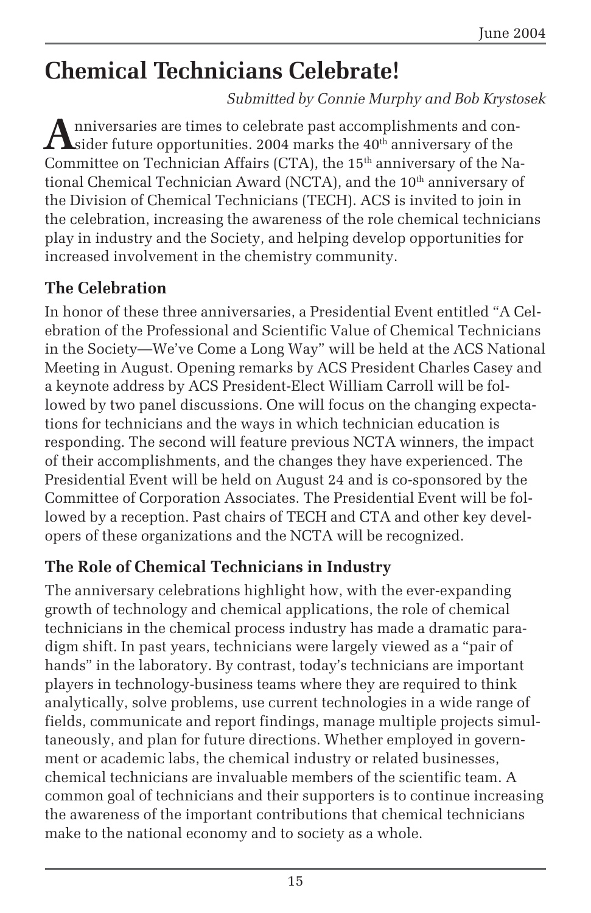# Chemical Technicians Celebrate!

*Submitted by Connie Murphy and Bob Krystosek*

Anniversaries are times to celebrate past accomplishments and consider future opportunities. 2004 marks the 40th anniversary of the Committee on Technician Affairs (CTA), the 15th anniversary of the National Chemical Technician Award (NCTA), and the 10th anniversary of the Division of Chemical Technicians (TECH). ACS is invited to join in the celebration, increasing the awareness of the role chemical technicians play in industry and the Society, and helping develop opportunities for increased involvement in the chemistry community.

## The Celebration

In honor of these three anniversaries, a Presidential Event entitled "A Celebration of the Professional and Scientific Value of Chemical Technicians in the Society—We've Come a Long Way" will be held at the ACS National Meeting in August. Opening remarks by ACS President Charles Casey and a keynote address by ACS President-Elect William Carroll will be followed by two panel discussions. One will focus on the changing expectations for technicians and the ways in which technician education is responding. The second will feature previous NCTA winners, the impact of their accomplishments, and the changes they have experienced. The Presidential Event will be held on August 24 and is co-sponsored by the Committee of Corporation Associates. The Presidential Event will be followed by a reception. Past chairs of TECH and CTA and other key developers of these organizations and the NCTA will be recognized.

## The Role of Chemical Technicians in Industry

The anniversary celebrations highlight how, with the ever-expanding growth of technology and chemical applications, the role of chemical technicians in the chemical process industry has made a dramatic paradigm shift. In past years, technicians were largely viewed as a "pair of hands" in the laboratory. By contrast, today's technicians are important players in technology-business teams where they are required to think analytically, solve problems, use current technologies in a wide range of fields, communicate and report findings, manage multiple projects simultaneously, and plan for future directions. Whether employed in government or academic labs, the chemical industry or related businesses, chemical technicians are invaluable members of the scientific team. A common goal of technicians and their supporters is to continue increasing the awareness of the important contributions that chemical technicians make to the national economy and to society as a whole.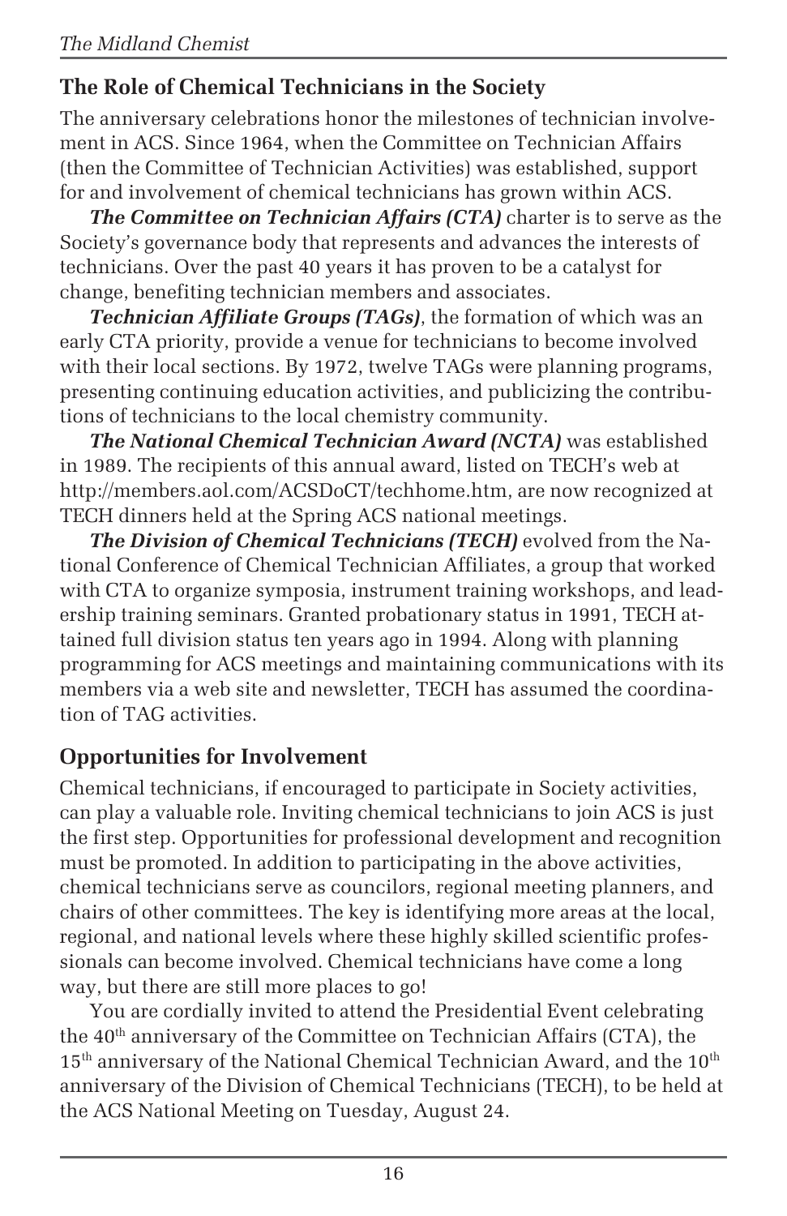## The Role of Chemical Technicians in the Society

The anniversary celebrations honor the milestones of technician involvement in ACS. Since 1964, when the Committee on Technician Affairs (then the Committee of Technician Activities) was established, support for and involvement of chemical technicians has grown within ACS.

***The Committee on Technician Affairs (CTA)*** charter is to serve as the Society's governance body that represents and advances the interests of technicians. Over the past 40 years it has proven to be a catalyst for change, benefiting technician members and associates.

***Technician Affiliate Groups (TAGs)***, the formation of which was an early CTA priority, provide a venue for technicians to become involved with their local sections. By 1972, twelve TAGs were planning programs, presenting continuing education activities, and publicizing the contributions of technicians to the local chemistry community.

***The National Chemical Technician Award (NCTA)*** was established in 1989. The recipients of this annual award, listed on TECH's web at http://members.aol.com/ACSDoCT/techhome.htm, are now recognized at TECH dinners held at the Spring ACS national meetings.

***The Division of Chemical Technicians (TECH)*** evolved from the National Conference of Chemical Technician Affiliates, a group that worked with CTA to organize symposia, instrument training workshops, and leadership training seminars. Granted probationary status in 1991, TECH attained full division status ten years ago in 1994. Along with planning programming for ACS meetings and maintaining communications with its members via a web site and newsletter, TECH has assumed the coordination of TAG activities.

## Opportunities for Involvement

Chemical technicians, if encouraged to participate in Society activities, can play a valuable role. Inviting chemical technicians to join ACS is just the first step. Opportunities for professional development and recognition must be promoted. In addition to participating in the above activities, chemical technicians serve as councilors, regional meeting planners, and chairs of other committees. The key is identifying more areas at the local, regional, and national levels where these highly skilled scientific professionals can become involved. Chemical technicians have come a long way, but there are still more places to go!

You are cordially invited to attend the Presidential Event celebrating the 40th anniversary of the Committee on Technician Affairs (CTA), the 15th anniversary of the National Chemical Technician Award, and the 10th anniversary of the Division of Chemical Technicians (TECH), to be held at the ACS National Meeting on Tuesday, August 24.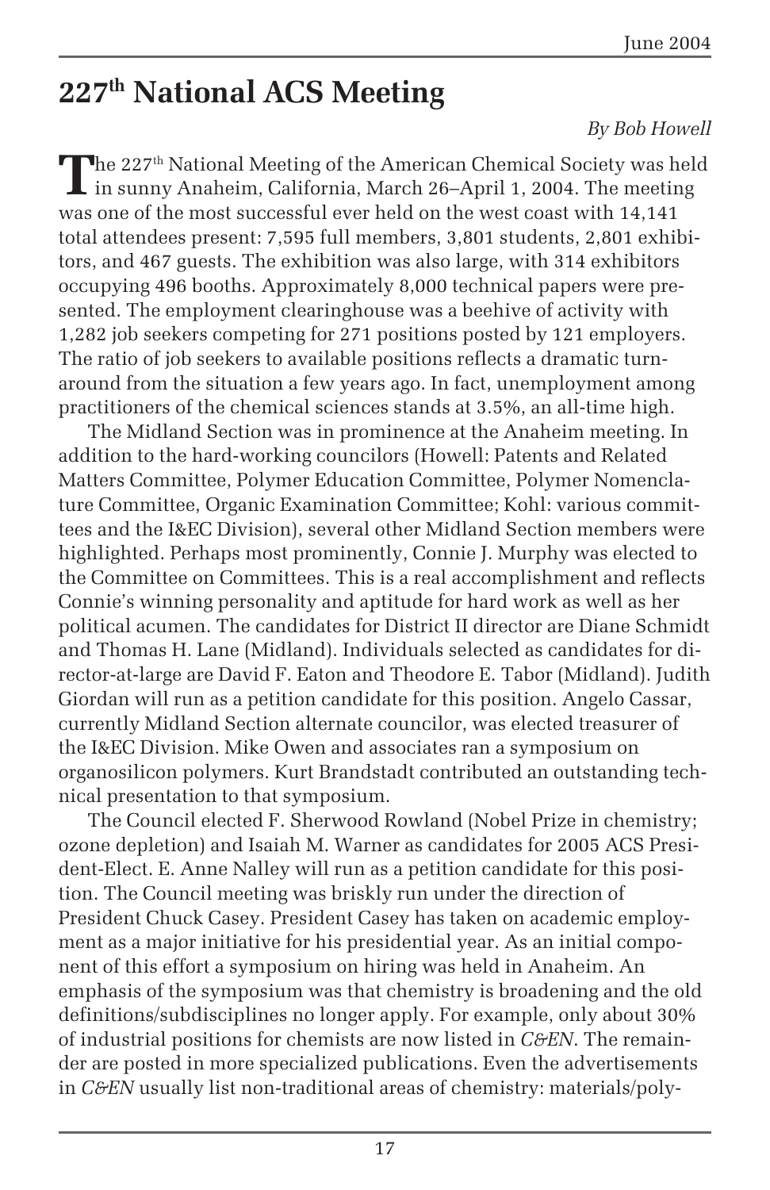# 227th National ACS Meeting

*By Bob Howell*

The 227th National Meeting of the American Chemical Society was held in sunny Anaheim, California, March 26–April 1, 2004. The meeting was one of the most successful ever held on the west coast with 14,141 total attendees present: 7,595 full members, 3,801 students, 2,801 exhibitors, and 467 guests. The exhibition was also large, with 314 exhibitors occupying 496 booths. Approximately 8,000 technical papers were presented. The employment clearinghouse was a beehive of activity with 1,282 job seekers competing for 271 positions posted by 121 employers. The ratio of job seekers to available positions reflects a dramatic turnaround from the situation a few years ago. In fact, unemployment among practitioners of the chemical sciences stands at 3.5%, an all-time high.

The Midland Section was in prominence at the Anaheim meeting. In addition to the hard-working councilors (Howell: Patents and Related Matters Committee, Polymer Education Committee, Polymer Nomenclature Committee, Organic Examination Committee; Kohl: various committees and the I&EC Division), several other Midland Section members were highlighted. Perhaps most prominently, Connie J. Murphy was elected to the Committee on Committees. This is a real accomplishment and reflects Connie's winning personality and aptitude for hard work as well as her political acumen. The candidates for District II director are Diane Schmidt and Thomas H. Lane (Midland). Individuals selected as candidates for director-at-large are David F. Eaton and Theodore E. Tabor (Midland). Judith Giordan will run as a petition candidate for this position. Angelo Cassar, currently Midland Section alternate councilor, was elected treasurer of the I&EC Division. Mike Owen and associates ran a symposium on organosilicon polymers. Kurt Brandstadt contributed an outstanding technical presentation to that symposium.

The Council elected F. Sherwood Rowland (Nobel Prize in chemistry; ozone depletion) and Isaiah M. Warner as candidates for 2005 ACS President-Elect. E. Anne Nalley will run as a petition candidate for this position. The Council meeting was briskly run under the direction of President Chuck Casey. President Casey has taken on academic employment as a major initiative for his presidential year. As an initial component of this effort a symposium on hiring was held in Anaheim. An emphasis of the symposium was that chemistry is broadening and the old definitions/subdisciplines no longer apply. For example, only about 30% of industrial positions for chemists are now listed in *C&EN*. The remainder are posted in more specialized publications. Even the advertisements in *C&EN* usually list non-traditional areas of chemistry: materials/poly-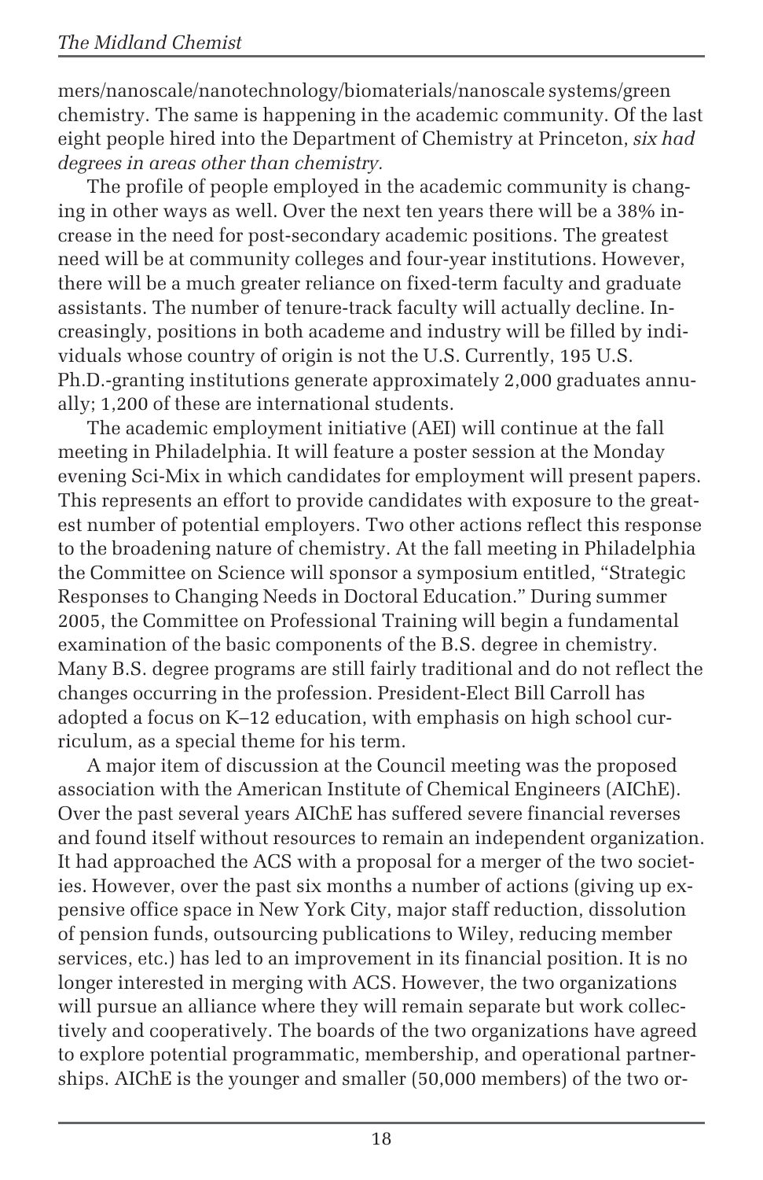mers/nanoscale/nanotechnology/biomaterials/nanoscale systems/green chemistry. The same is happening in the academic community. Of the last eight people hired into the Department of Chemistry at Princeton, *six had degrees in areas other than chemistry.*

The profile of people employed in the academic community is changing in other ways as well. Over the next ten years there will be a 38% increase in the need for post-secondary academic positions. The greatest need will be at community colleges and four-year institutions. However, there will be a much greater reliance on fixed-term faculty and graduate assistants. The number of tenure-track faculty will actually decline. Increasingly, positions in both academe and industry will be filled by individuals whose country of origin is not the U.S. Currently, 195 U.S. Ph.D.-granting institutions generate approximately 2,000 graduates annually; 1,200 of these are international students.

The academic employment initiative (AEI) will continue at the fall meeting in Philadelphia. It will feature a poster session at the Monday evening Sci-Mix in which candidates for employment will present papers. This represents an effort to provide candidates with exposure to the greatest number of potential employers. Two other actions reflect this response to the broadening nature of chemistry. At the fall meeting in Philadelphia the Committee on Science will sponsor a symposium entitled, "Strategic Responses to Changing Needs in Doctoral Education." During summer 2005, the Committee on Professional Training will begin a fundamental examination of the basic components of the B.S. degree in chemistry. Many B.S. degree programs are still fairly traditional and do not reflect the changes occurring in the profession. President-Elect Bill Carroll has adopted a focus on K–12 education, with emphasis on high school curriculum, as a special theme for his term.

A major item of discussion at the Council meeting was the proposed association with the American Institute of Chemical Engineers (AIChE). Over the past several years AIChE has suffered severe financial reverses and found itself without resources to remain an independent organization. It had approached the ACS with a proposal for a merger of the two societies. However, over the past six months a number of actions (giving up expensive office space in New York City, major staff reduction, dissolution of pension funds, outsourcing publications to Wiley, reducing member services, etc.) has led to an improvement in its financial position. It is no longer interested in merging with ACS. However, the two organizations will pursue an alliance where they will remain separate but work collectively and cooperatively. The boards of the two organizations have agreed to explore potential programmatic, membership, and operational partnerships. AIChE is the younger and smaller (50,000 members) of the two or-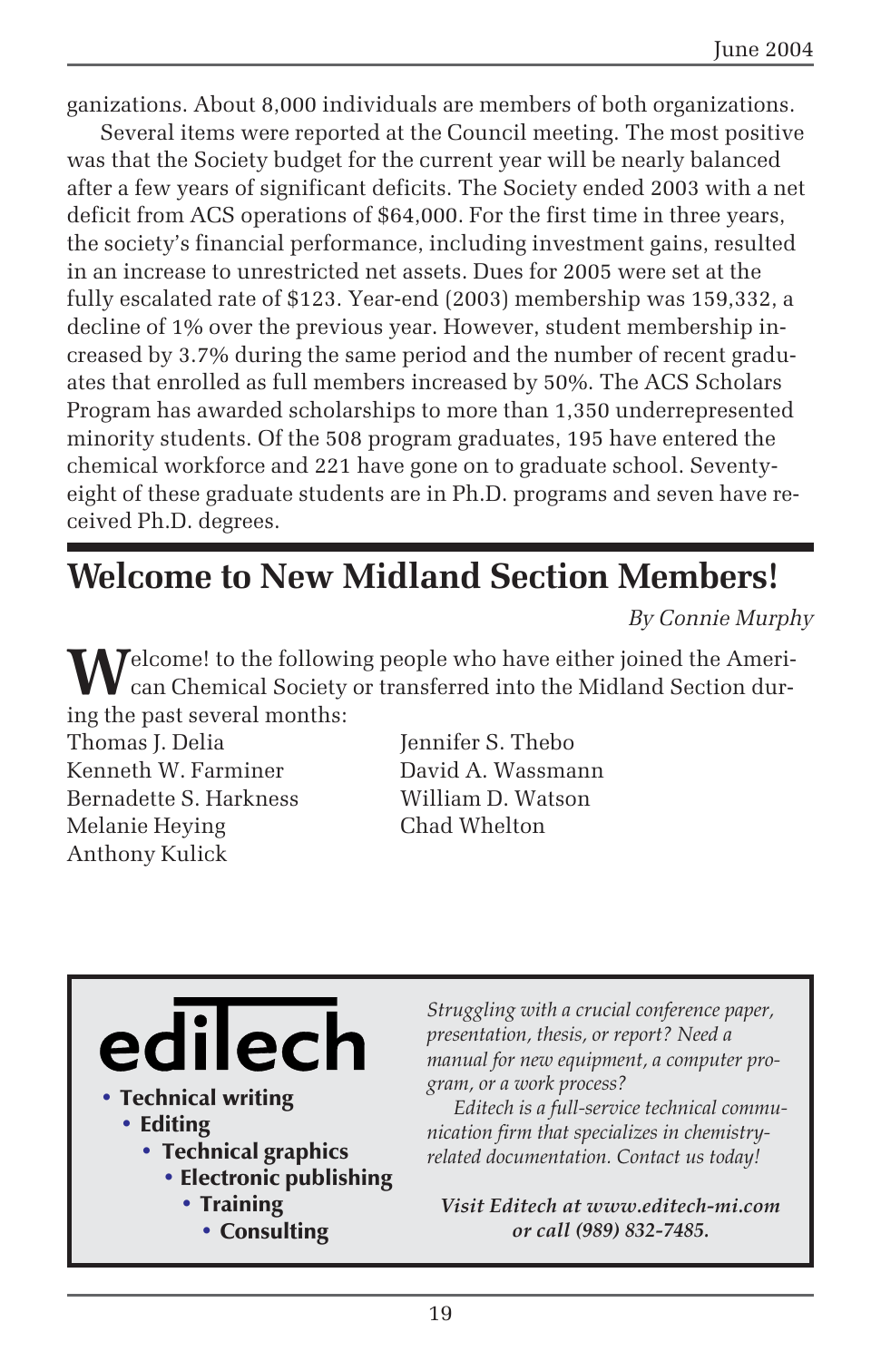ganizations. About 8,000 individuals are members of both organizations.

Several items were reported at the Council meeting. The most positive was that the Society budget for the current year will be nearly balanced after a few years of significant deficits. The Society ended 2003 with a net deficit from ACS operations of $64,000. For the first time in three years, the society's financial performance, including investment gains, resulted in an increase to unrestricted net assets. Dues for 2005 were set at the fully escalated rate of $123. Year-end (2003) membership was 159,332, a decline of 1% over the previous year. However, student membership increased by 3.7% during the same period and the number of recent graduates that enrolled as full members increased by 50%. The ACS Scholars Program has awarded scholarships to more than 1,350 underrepresented minority students. Of the 508 program graduates, 195 have entered the chemical workforce and 221 have gone on to graduate school. Seventy-eight of these graduate students are in Ph.D. programs and seven have received Ph.D. degrees.

## Welcome to New Midland Section Members!

*By Connie Murphy*

Welcome! to the following people who have either joined the American Chemical Society or transferred into the Midland Section during the past several months:

Thomas J. Delia
Kenneth W. Farminer
Bernadette S. Harkness
Melanie Heying
Anthony Kulick
Jennifer S. Thebo
David A. Wassmann
William D. Watson
Chad Whelton

**ediTech**

- **Technical writing**
- **Editing**
- **Technical graphics**
- **Electronic publishing**
- **Training**
- **Consulting**

*Struggling with a crucial conference paper, presentation, thesis, or report? Need a manual for new equipment, a computer program, or a work process?*

*Editech is a full-service technical communication firm that specializes in chemistry-related documentation. Contact us today!*

***Visit Editech at www.editech-mi.com or call (989) 832-7485.***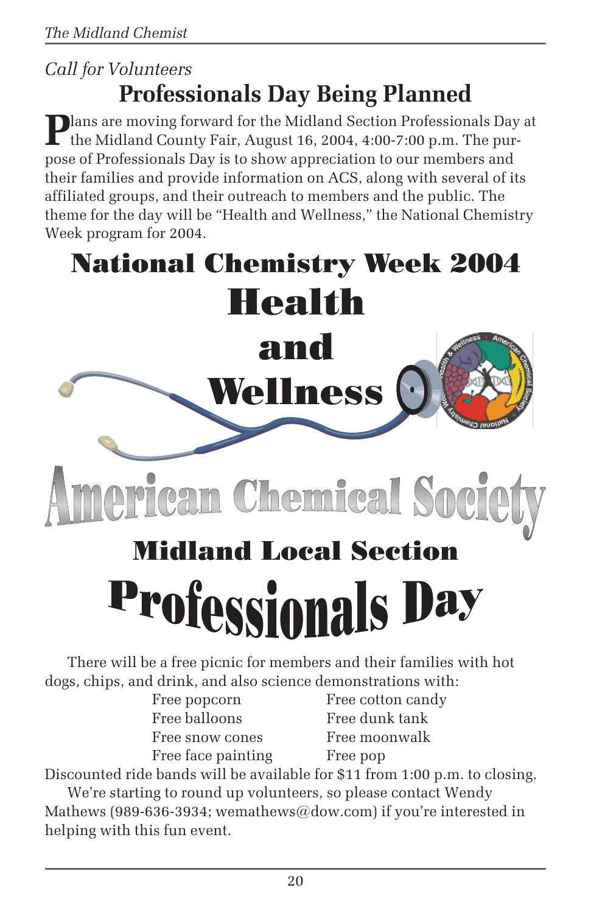*Call for Volunteers*

# Professionals Day Being Planned

Plans are moving forward for the Midland Section Professionals Day at the Midland County Fair, August 16, 2004, 4:00-7:00 p.m. The purpose of Professionals Day is to show appreciation to our members and their families and provide information on ACS, along with several of its affiliated groups, and their outreach to members and the public. The theme for the day will be "Health and Wellness," the National Chemistry Week program for 2004.

## National Chemistry Week 2004

## Health and Wellness

## American Chemical Society

## Midland Local Section

## Professionals Day

There will be a free picnic for members and their families with hot dogs, chips, and drink, and also science demonstrations with:

| | |
|---|---|
| Free popcorn | Free cotton candy |
| Free balloons | Free dunk tank |
| Free snow cones | Free moonwalk |
| Free face painting | Free pop |

Discounted ride bands will be available for $11 from 1:00 p.m. to closing.

We're starting to round up volunteers, so please contact Wendy Mathews (989-636-3934; wemathews@dow.com) if you're interested in helping with this fun event.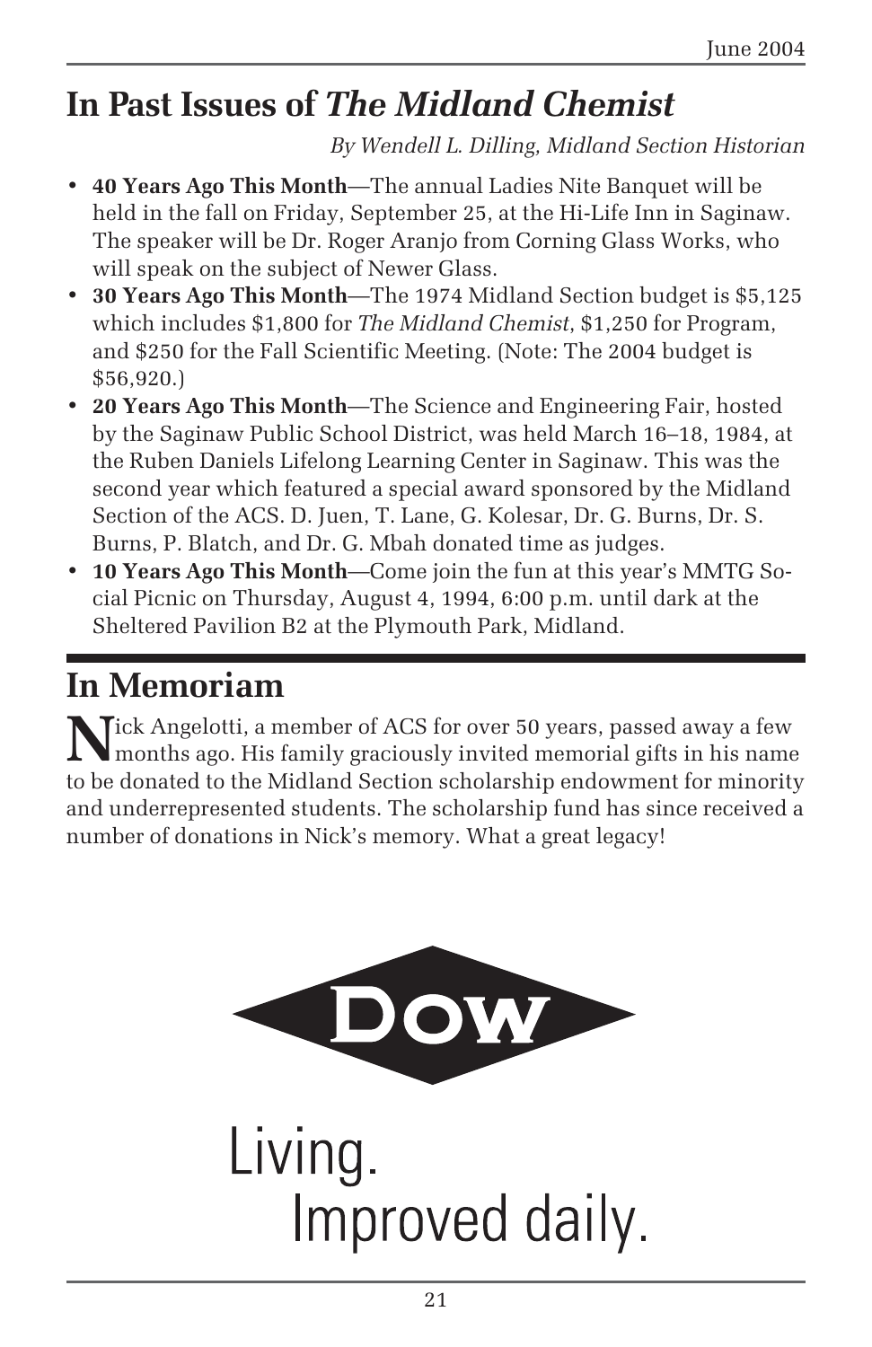## In Past Issues of *The Midland Chemist*

*By Wendell L. Dilling, Midland Section Historian*

- **40 Years Ago This Month**—The annual Ladies Nite Banquet will be held in the fall on Friday, September 25, at the Hi-Life Inn in Saginaw. The speaker will be Dr. Roger Aranjo from Corning Glass Works, who will speak on the subject of Newer Glass.
- **30 Years Ago This Month**—The 1974 Midland Section budget is $5,125 which includes $1,800 for *The Midland Chemist*, $1,250 for Program, and $250 for the Fall Scientific Meeting. (Note: The 2004 budget is $56,920.)
- **20 Years Ago This Month**—The Science and Engineering Fair, hosted by the Saginaw Public School District, was held March 16–18, 1984, at the Ruben Daniels Lifelong Learning Center in Saginaw. This was the second year which featured a special award sponsored by the Midland Section of the ACS. D. Juen, T. Lane, G. Kolesar, Dr. G. Burns, Dr. S. Burns, P. Blatch, and Dr. G. Mbah donated time as judges.
- **10 Years Ago This Month**—Come join the fun at this year's MMTG Social Picnic on Thursday, August 4, 1994, 6:00 p.m. until dark at the Sheltered Pavilion B2 at the Plymouth Park, Midland.

## In Memoriam

Nick Angelotti, a member of ACS for over 50 years, passed away a few months ago. His family graciously invited memorial gifts in his name to be donated to the Midland Section scholarship endowment for minority and underrepresented students. The scholarship fund has since received a number of donations in Nick's memory. What a great legacy!

DOW

Living.
Improved daily.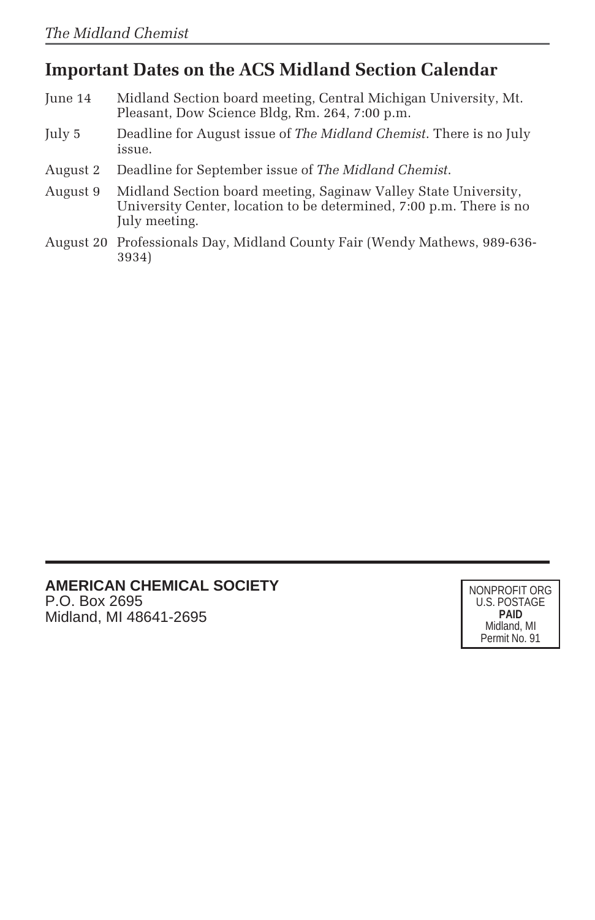## Important Dates on the ACS Midland Section Calendar

| | |
|---|---|
| June 14 | Midland Section board meeting, Central Michigan University, Mt. Pleasant, Dow Science Bldg, Rm. 264, 7:00 p.m. |
| July 5 | Deadline for August issue of *The Midland Chemist*. There is no July issue. |
| August 2 | Deadline for September issue of *The Midland Chemist*. |
| August 9 | Midland Section board meeting, Saginaw Valley State University, University Center, location to be determined, 7:00 p.m. There is no July meeting. |
| August 20 | Professionals Day, Midland County Fair (Wendy Mathews, 989-636-3934) |

**AMERICAN CHEMICAL SOCIETY**
P.O. Box 2695
Midland, MI 48641-2695

NONPROFIT ORG
U.S. POSTAGE
**PAID**
Midland, MI
Permit No. 91